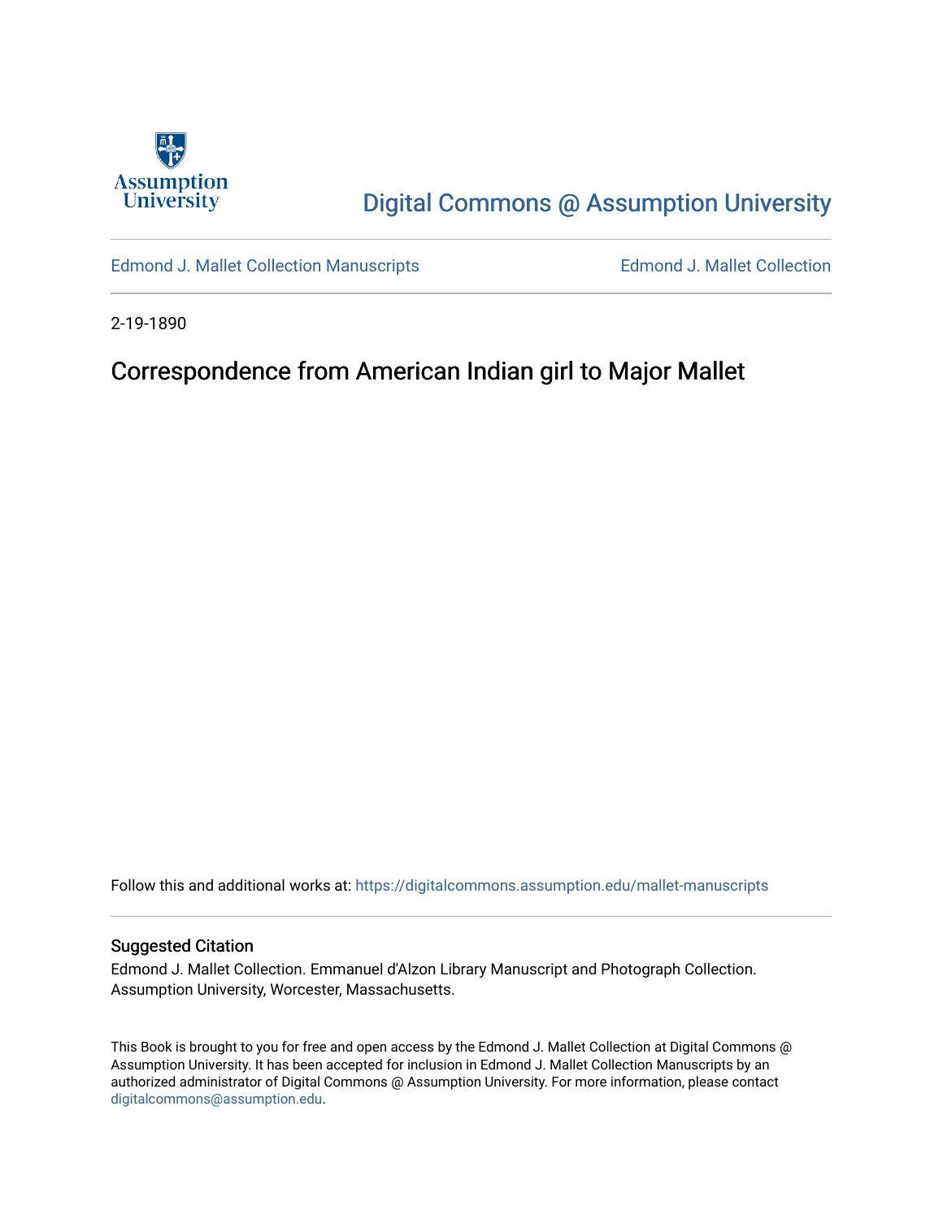Assumption University

# Digital Commons @ Assumption University

Edmond J. Mallet Collection Manuscripts

Edmond J. Mallet Collection

2-19-1890

## Correspondence from American Indian girl to Major Mallet

Follow this and additional works at: https://digitalcommons.assumption.edu/mallet-manuscripts

### Suggested Citation

Edmond J. Mallet Collection. Emmanuel d'Alzon Library Manuscript and Photograph Collection. Assumption University, Worcester, Massachusetts.

This Book is brought to you for free and open access by the Edmond J. Mallet Collection at Digital Commons @ Assumption University. It has been accepted for inclusion in Edmond J. Mallet Collection Manuscripts by an authorized administrator of Digital Commons @ Assumption University. For more information, please contact digitalcommons@assumption.edu.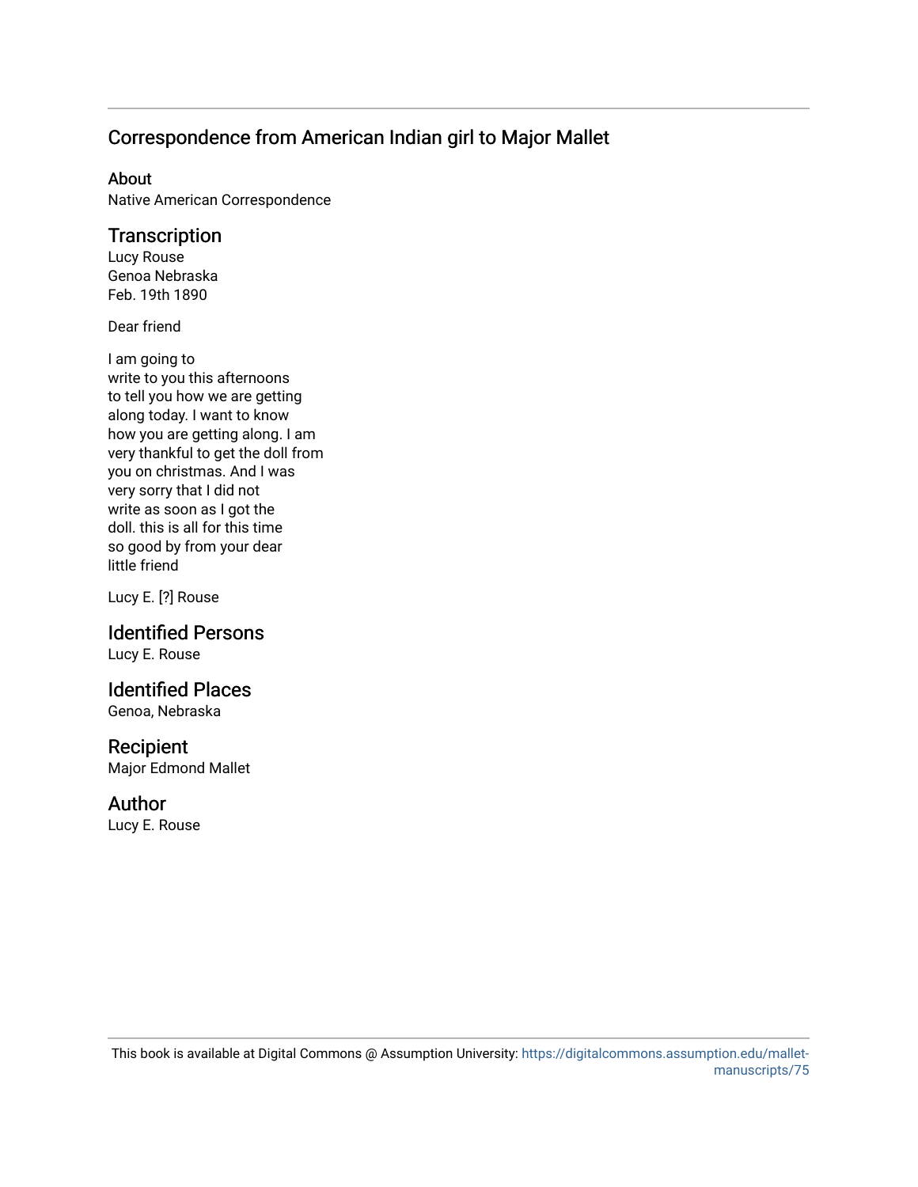## Correspondence from American Indian girl to Major Mallet

### About

Native American Correspondence

### Transcription

Lucy Rouse
Genoa Nebraska
Feb. 19th 1890

Dear friend

I am going to
write to you this afternoons
to tell you how we are getting
along today. I want to know
how you are getting along. I am
very thankful to get the doll from
you on christmas. And I was
very sorry that I did not
write as soon as I got the
doll. this is all for this time
so good by from your dear
little friend

Lucy E. [?] Rouse

### Identified Persons

Lucy E. Rouse

### Identified Places

Genoa, Nebraska

### Recipient

Major Edmond Mallet

### Author

Lucy E. Rouse

This book is available at Digital Commons @ Assumption University: https://digitalcommons.assumption.edu/mallet-manuscripts/75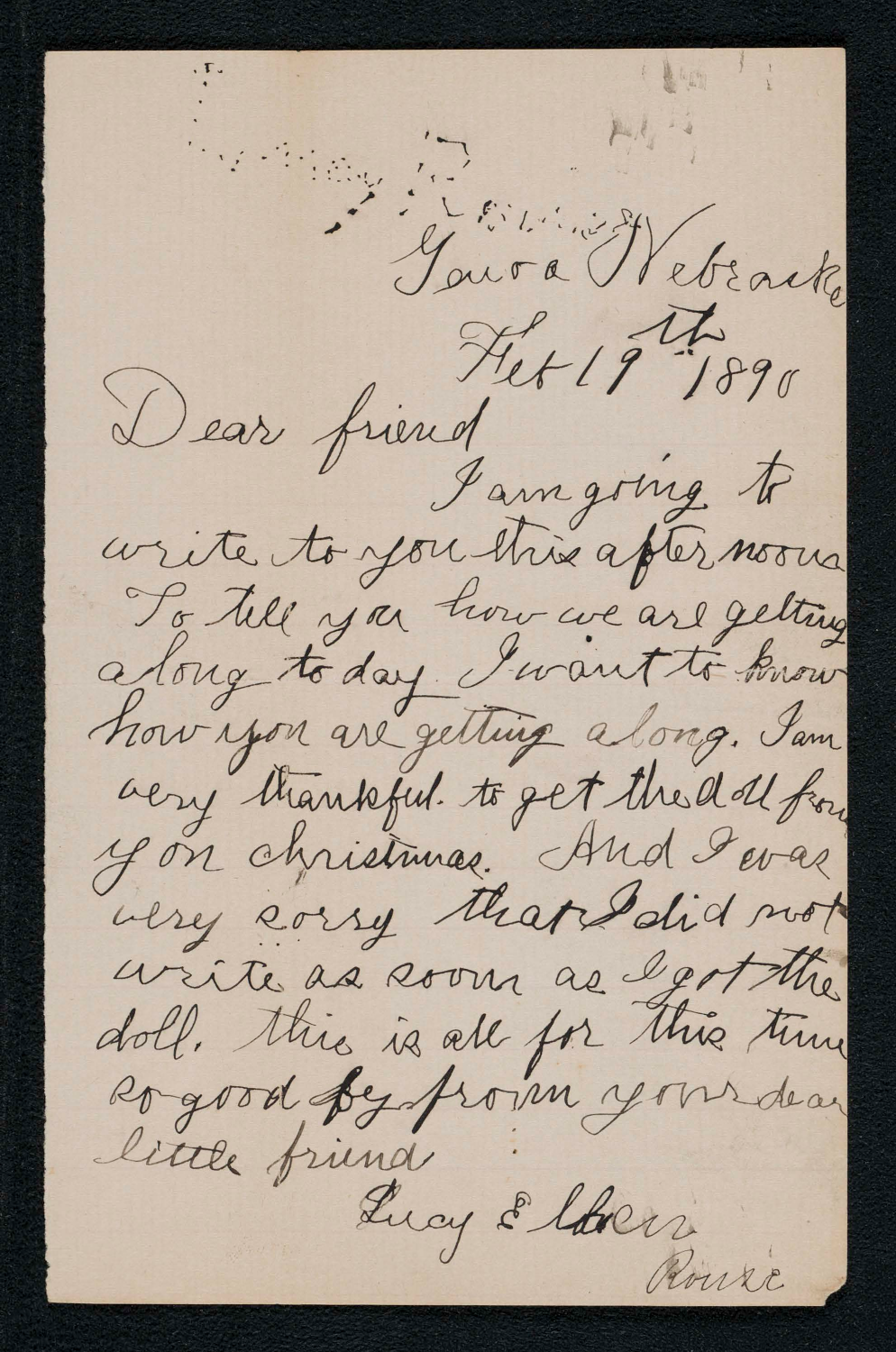Genoa Nebraska
Feb 19th 1890

Dear friend

I am going to write to you this afternoon To tell you how we are getting along to day. I want to know how you are getting along. I am very thankful to get the doll from you on christmas. And I was very sorry that I did not write as soon as I got the doll. this is all for this time so good bye from your dear little friend

Lucy E. Coker
Rouse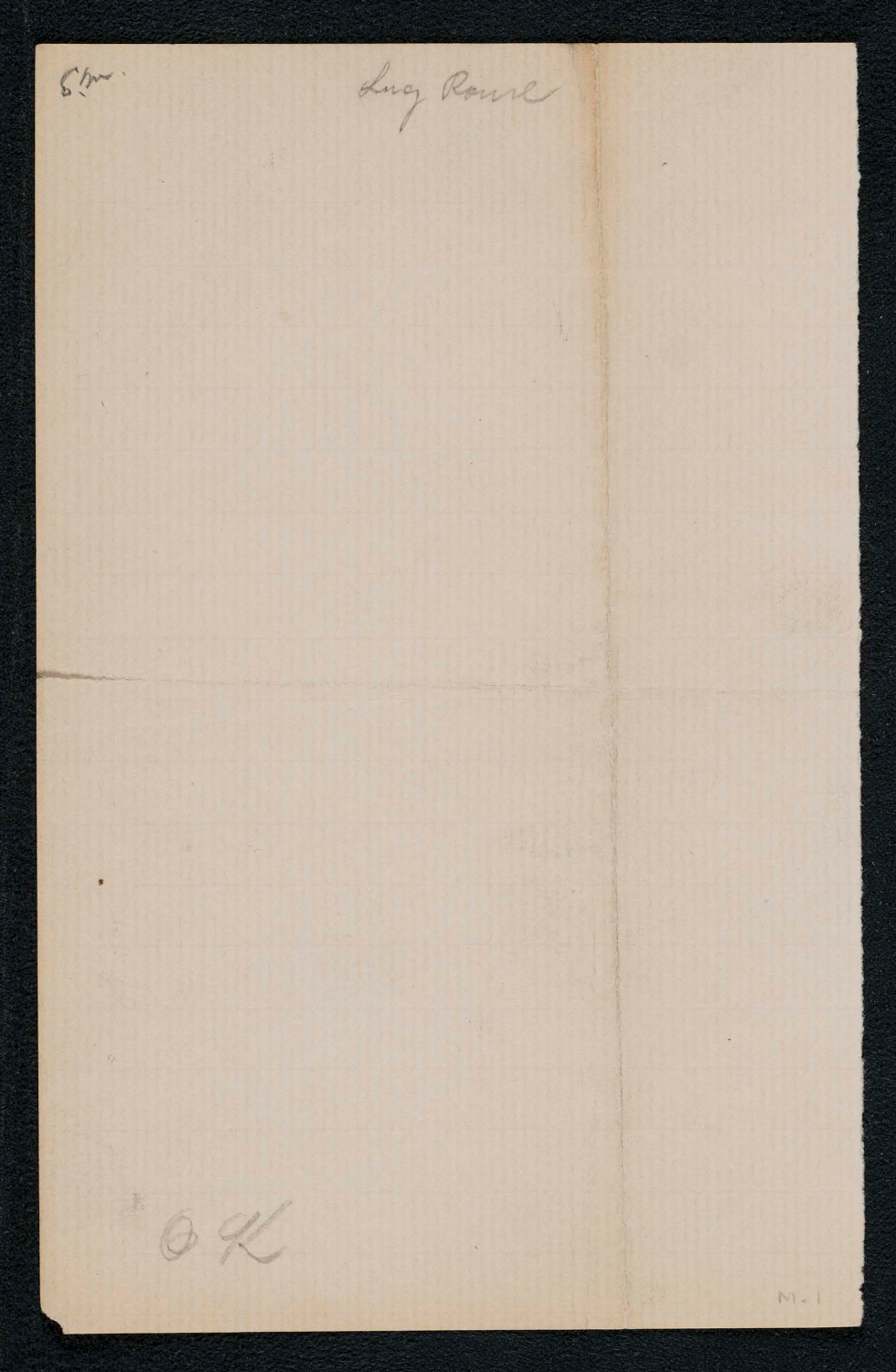6th

Lucy Rowe

O K

M-1